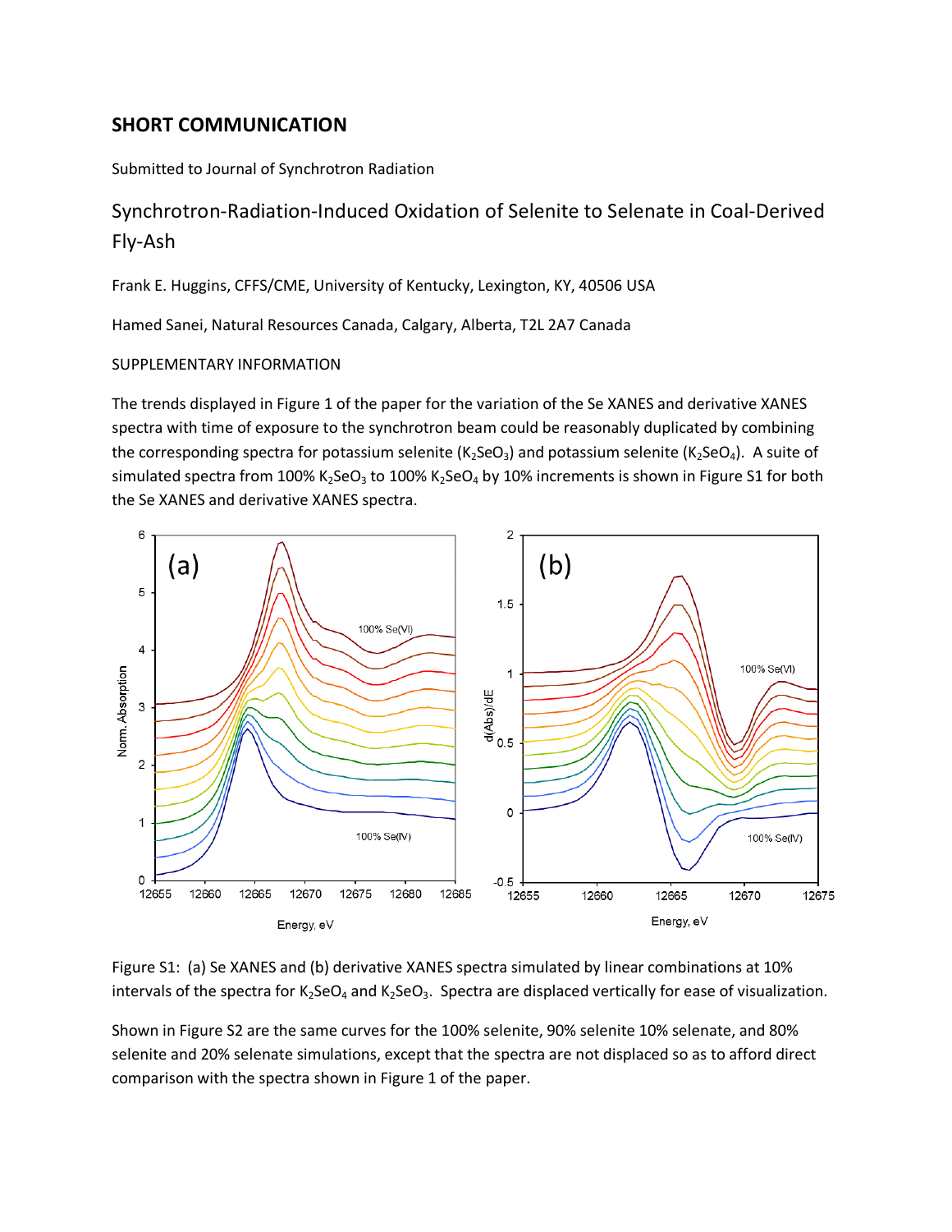## SHORT COMMUNICATION

Submitted to Journal of Synchrotron Radiation

# Synchrotron-Radiation-Induced Oxidation of Selenite to Selenate in Coal-Derived Fly-Ash

Frank E. Huggins, CFFS/CME, University of Kentucky, Lexington, KY, 40506 USA

Hamed Sanei, Natural Resources Canada, Calgary, Alberta, T2L 2A7 Canada

SUPPLEMENTARY INFORMATION

The trends displayed in Figure 1 of the paper for the variation of the Se XANES and derivative XANES spectra with time of exposure to the synchrotron beam could be reasonably duplicated by combining the corresponding spectra for potassium selenite ($K_2SeO_3$) and potassium selenite ($K_2SeO_4$). A suite of simulated spectra from 100% $K_2SeO_3$ to 100% $K_2SeO_4$ by 10% increments is shown in Figure S1 for both the Se XANES and derivative XANES spectra.

Figure S1: (a) Se XANES and (b) derivative XANES spectra simulated by linear combinations at 10% intervals of the spectra for $K_2SeO_4$ and $K_2SeO_3$. Spectra are displaced vertically for ease of visualization.

Shown in Figure S2 are the same curves for the 100% selenite, 90% selenite 10% selenate, and 80% selenite and 20% selenate simulations, except that the spectra are not displaced so as to afford direct comparison with the spectra shown in Figure 1 of the paper.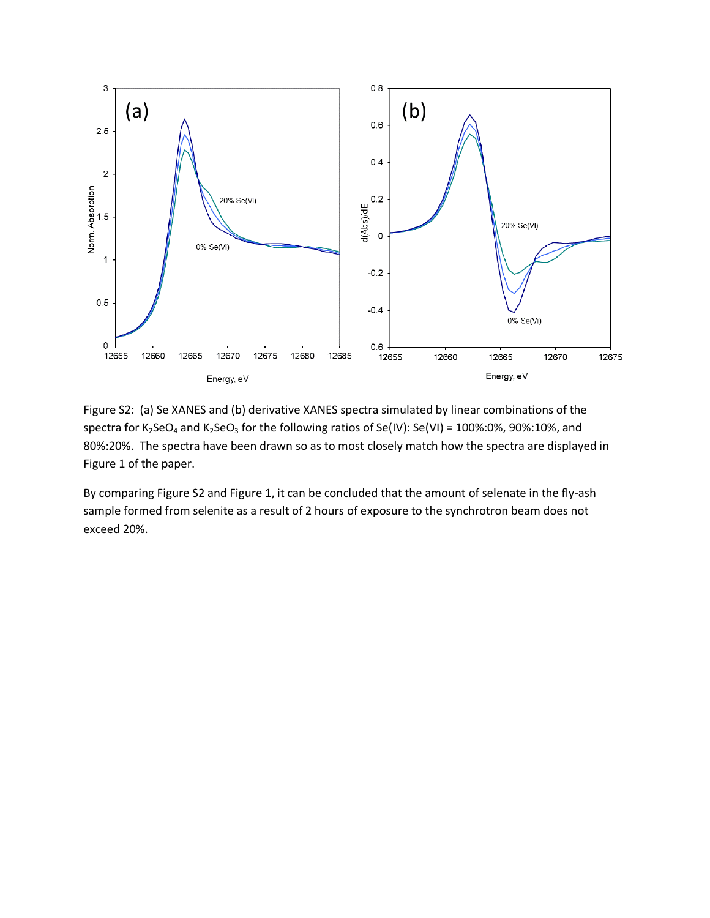(a)

3
2.5
2
1.5
1
0.5
0

Norm. Absorption

20% Se(VI)

0% Se(VI)

12655 12660 12665 12670 12675 12680 12685

Energy, eV

(b)

0.8
0.6
0.4
0.2
0
-0.2
-0.4
-0.6

d(Abs)/dE

20% Se(VI)

0% Se(VI)

12655 12660 12665 12670 12675

Energy, eV

Figure S2: (a) Se XANES and (b) derivative XANES spectra simulated by linear combinations of the spectra for $K_2SeO_4$ and $K_2SeO_3$ for the following ratios of Se(IV): Se(VI) = 100%:0%, 90%:10%, and 80%:20%. The spectra have been drawn so as to most closely match how the spectra are displayed in Figure 1 of the paper.

By comparing Figure S2 and Figure 1, it can be concluded that the amount of selenate in the fly-ash sample formed from selenite as a result of 2 hours of exposure to the synchrotron beam does not exceed 20%.